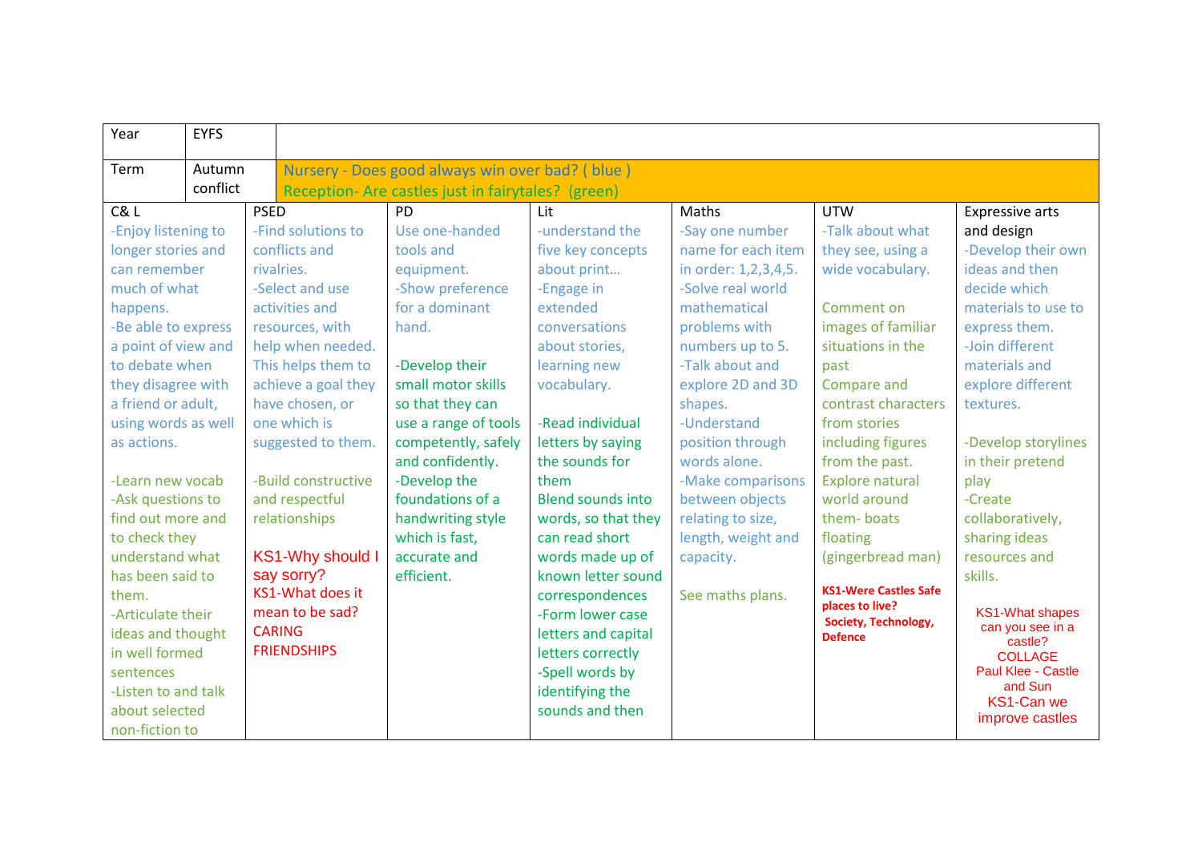| Year | EYFS | | | | | |
|---|---|---|---|---|---|---|
| Term | Autumn conflict | Nursery - Does good always win over bad? ( blue )<br>Reception- Are castles just in fairytales? (green) | | | | |
| C& L | PSED | PD | Lit | Maths | UTW | Expressive arts and design |
| -Enjoy listening to longer stories and can remember much of what happens.<br>-Be able to express a point of view and to debate when they disagree with a friend or adult, using words as well as actions.<br><br>-Learn new vocab<br>-Ask questions to find out more and to check they understand what has been said to them.<br>-Articulate their ideas and thought in well formed sentences<br>-Listen to and talk about selected non-fiction to | -Find solutions to conflicts and rivalries.<br>-Select and use activities and resources, with help when needed. This helps them to achieve a goal they have chosen, or one which is suggested to them.<br><br>-Build constructive and respectful relationships<br><br>KS1-Why should I say sorry?<br>KS1-What does it mean to be sad?<br>CARING<br>FRIENDSHIPS | Use one-handed tools and equipment.<br>-Show preference for a dominant hand.<br><br>-Develop their small motor skills so that they can use a range of tools competently, safely and confidently.<br>-Develop the foundations of a handwriting style which is fast, accurate and efficient. | -understand the five key concepts about print…<br>-Engage in extended conversations about stories, learning new vocabulary.<br><br>-Read individual letters by saying the sounds for them<br>Blend sounds into words, so that they can read short words made up of known letter sound correspondences<br>-Form lower case letters and capital letters correctly<br>-Spell words by identifying the sounds and then | -Say one number name for each item in order: 1,2,3,4,5.<br>-Solve real world mathematical problems with numbers up to 5.<br>-Talk about and explore 2D and 3D shapes.<br>-Understand position through words alone.<br>-Make comparisons between objects relating to size, length, weight and capacity.<br><br>See maths plans. | -Talk about what they see, using a wide vocabulary.<br><br>Comment on images of familiar situations in the past<br>Compare and contrast characters from stories including figures from the past.<br>Explore natural world around them- boats floating (gingerbread man)<br><br>**KS1-Were Castles Safe places to live?**<br>**Society, Technology, Defence** | -Develop their own ideas and then decide which materials to use to express them.<br>-Join different materials and explore different textures.<br><br>-Develop storylines in their pretend play<br>-Create collaboratively, sharing ideas resources and skills.<br><br>KS1-What shapes can you see in a castle?<br>COLLAGE<br>Paul Klee - Castle and Sun<br>KS1-Can we improve castles |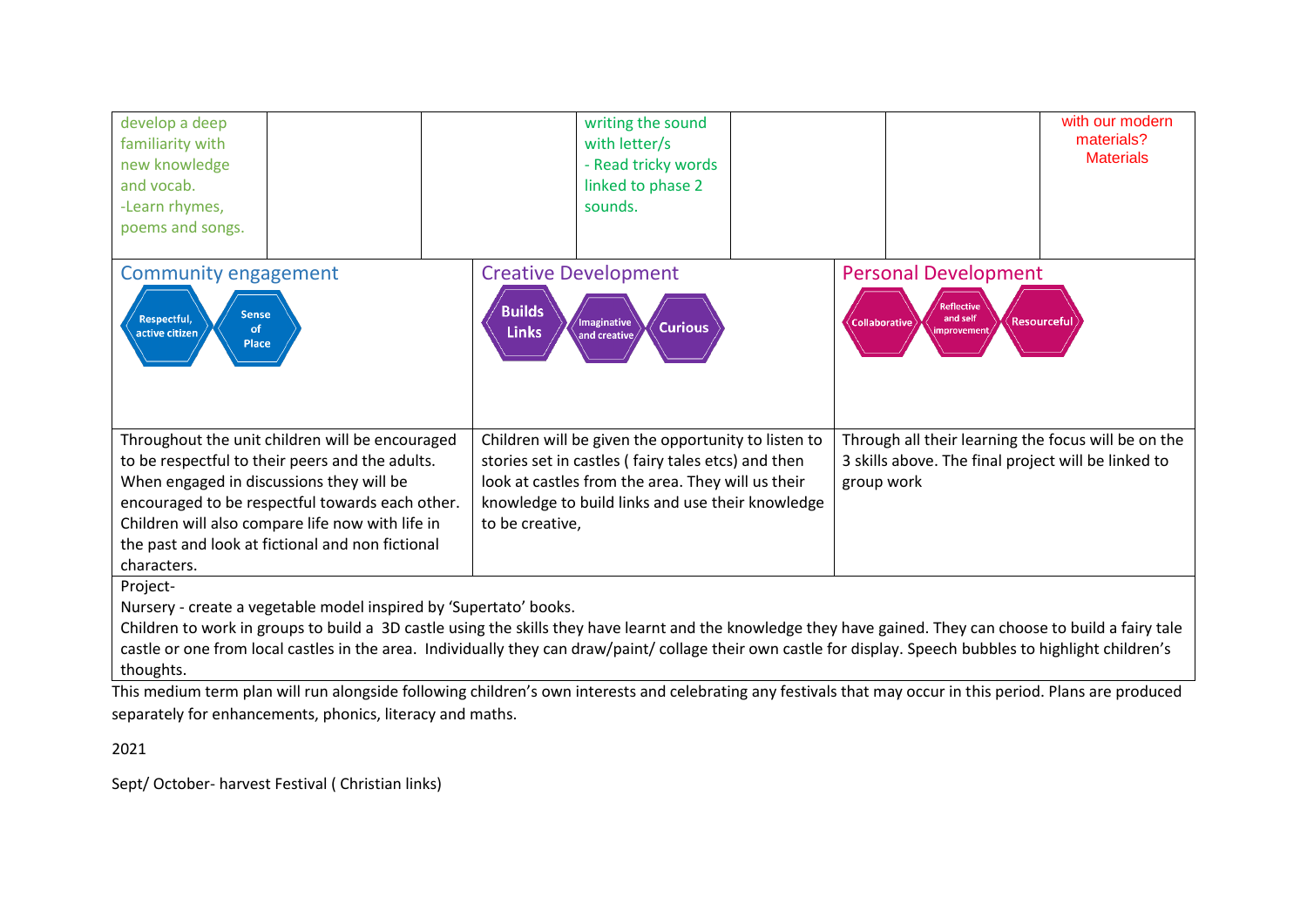| | | | | | | |
|---|---|---|---|---|---|---|
| develop a deep familiarity with new knowledge and vocab. -Learn rhymes, poems and songs. | | | writing the sound with letter/s - Read tricky words linked to phase 2 sounds. | | | with our modern materials? Materials |

| Community engagement | Creative Development | Personal Development |
|---|---|---|
| Respectful, active citizen · Sense of Place | Builds Links · Imaginative and creative · Curious | Collaborative · Reflective and self improvement · Resourceful |
| Throughout the unit children will be encouraged to be respectful to their peers and the adults. When engaged in discussions they will be encouraged to be respectful towards each other. Children will also compare life now with life in the past and look at fictional and non fictional characters. | Children will be given the opportunity to listen to stories set in castles ( fairy tales etc) and then look at castles from the area. They will us their knowledge to build links and use their knowledge to be creative, | Through all their learning the focus will be on the 3 skills above. The final project will be linked to group work |

Project-

Nursery - create a vegetable model inspired by 'Supertato' books.

Children to work in groups to build a 3D castle using the skills they have learnt and the knowledge they have gained. They can choose to build a fairy tale castle or one from local castles in the area. Individually they can draw/paint/ collage their own castle for display. Speech bubbles to highlight children's thoughts.

This medium term plan will run alongside following children's own interests and celebrating any festivals that may occur in this period. Plans are produced separately for enhancements, phonics, literacy and maths.

2021

Sept/ October- harvest Festival ( Christian links)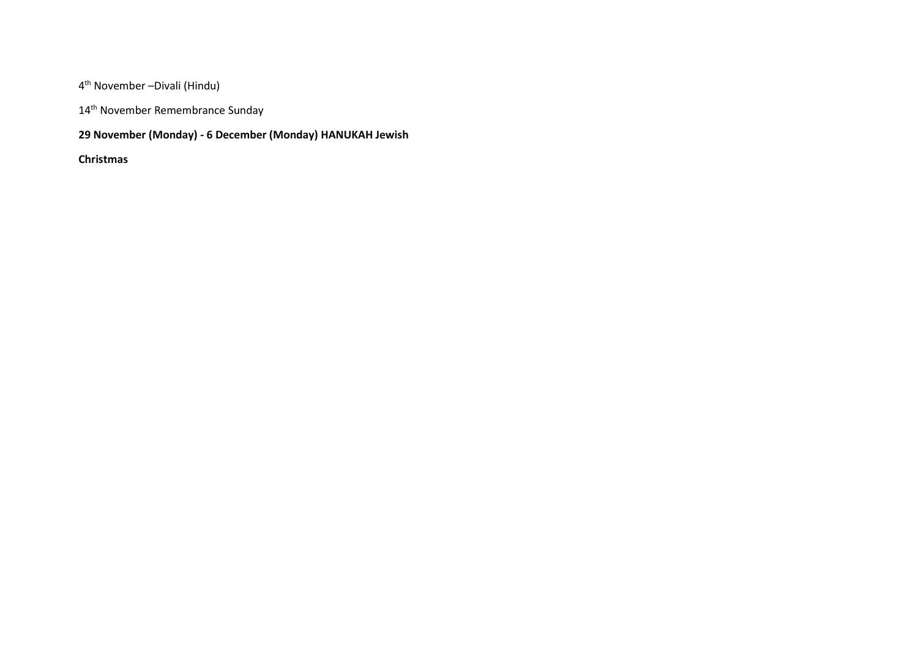4th November –Divali (Hindu)

14th November Remembrance Sunday

**29 November (Monday) - 6 December (Monday) HANUKAH Jewish**

**Christmas**